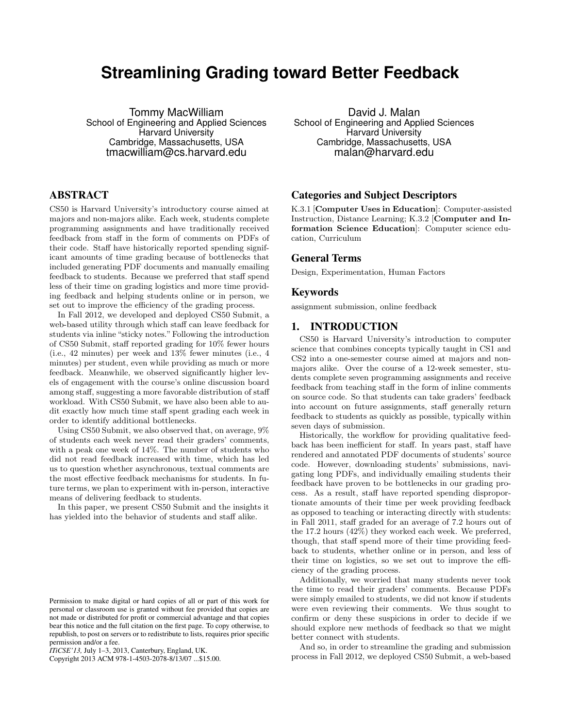# Streamlining Grading toward Better Feedback

Tommy MacWilliam
School of Engineering and Applied Sciences
Harvard University
Cambridge, Massachusetts, USA
tmacwilliam@cs.harvard.edu

David J. Malan
School of Engineering and Applied Sciences
Harvard University
Cambridge, Massachusetts, USA
malan@harvard.edu

## ABSTRACT

CS50 is Harvard University's introductory course aimed at majors and non-majors alike. Each week, students complete programming assignments and have traditionally received feedback from staff in the form of comments on PDFs of their code. Staff have historically reported spending significant amounts of time grading because of bottlenecks that included generating PDF documents and manually emailing feedback to students. Because we preferred that staff spend less of their time on grading logistics and more time providing feedback and helping students online or in person, we set out to improve the efficiency of the grading process.

In Fall 2012, we developed and deployed CS50 Submit, a web-based utility through which staff can leave feedback for students via inline "sticky notes." Following the introduction of CS50 Submit, staff reported grading for 10% fewer hours (i.e., 42 minutes) per week and 13% fewer minutes (i.e., 4 minutes) per student, even while providing as much or more feedback. Meanwhile, we observed significantly higher levels of engagement with the course's online discussion board among staff, suggesting a more favorable distribution of staff workload. With CS50 Submit, we have also been able to audit exactly how much time staff spent grading each week in order to identify additional bottlenecks.

Using CS50 Submit, we also observed that, on average, 9% of students each week never read their graders' comments, with a peak one week of 14%. The number of students who did not read feedback increased with time, which has led us to question whether asynchronous, textual comments are the most effective feedback mechanisms for students. In future terms, we plan to experiment with in-person, interactive means of delivering feedback to students.

In this paper, we present CS50 Submit and the insights it has yielded into the behavior of students and staff alike.

Permission to make digital or hard copies of all or part of this work for personal or classroom use is granted without fee provided that copies are not made or distributed for profit or commercial advantage and that copies bear this notice and the full citation on the first page. To copy otherwise, to republish, to post on servers or to redistribute to lists, requires prior specific permission and/or a fee.
*ITiCSE'13*, July 1–3, 2013, Canterbury, England, UK.
Copyright 2013 ACM 978-1-4503-2078-8/13/07 ...$15.00.

## Categories and Subject Descriptors

K.3.1 [**Computer Uses in Education**]: Computer-assisted Instruction, Distance Learning; K.3.2 [**Computer and Information Science Education**]: Computer science education, Curriculum

## General Terms

Design, Experimentation, Human Factors

## Keywords

assignment submission, online feedback

## 1. INTRODUCTION

CS50 is Harvard University's introduction to computer science that combines concepts typically taught in CS1 and CS2 into a one-semester course aimed at majors and non-majors alike. Over the course of a 12-week semester, students complete seven programming assignments and receive feedback from teaching staff in the form of inline comments on source code. So that students can take graders' feedback into account on future assignments, staff generally return feedback to students as quickly as possible, typically within seven days of submission.

Historically, the workflow for providing qualitative feedback has been inefficient for staff. In years past, staff have rendered and annotated PDF documents of students' source code. However, downloading students' submissions, navigating long PDFs, and individually emailing students their feedback have proven to be bottlenecks in our grading process. As a result, staff have reported spending disproportionate amounts of their time per week providing feedback as opposed to teaching or interacting directly with students: in Fall 2011, staff graded for an average of 7.2 hours out of the 17.2 hours (42%) they worked each week. We preferred, though, that staff spend more of their time providing feedback to students, whether online or in person, and less of their time on logistics, so we set out to improve the efficiency of the grading process.

Additionally, we worried that many students never took the time to read their graders' comments. Because PDFs were simply emailed to students, we did not know if students were even reviewing their comments. We thus sought to confirm or deny these suspicions in order to decide if we should explore new methods of feedback so that we might better connect with students.

And so, in order to streamline the grading and submission process in Fall 2012, we deployed CS50 Submit, a web-based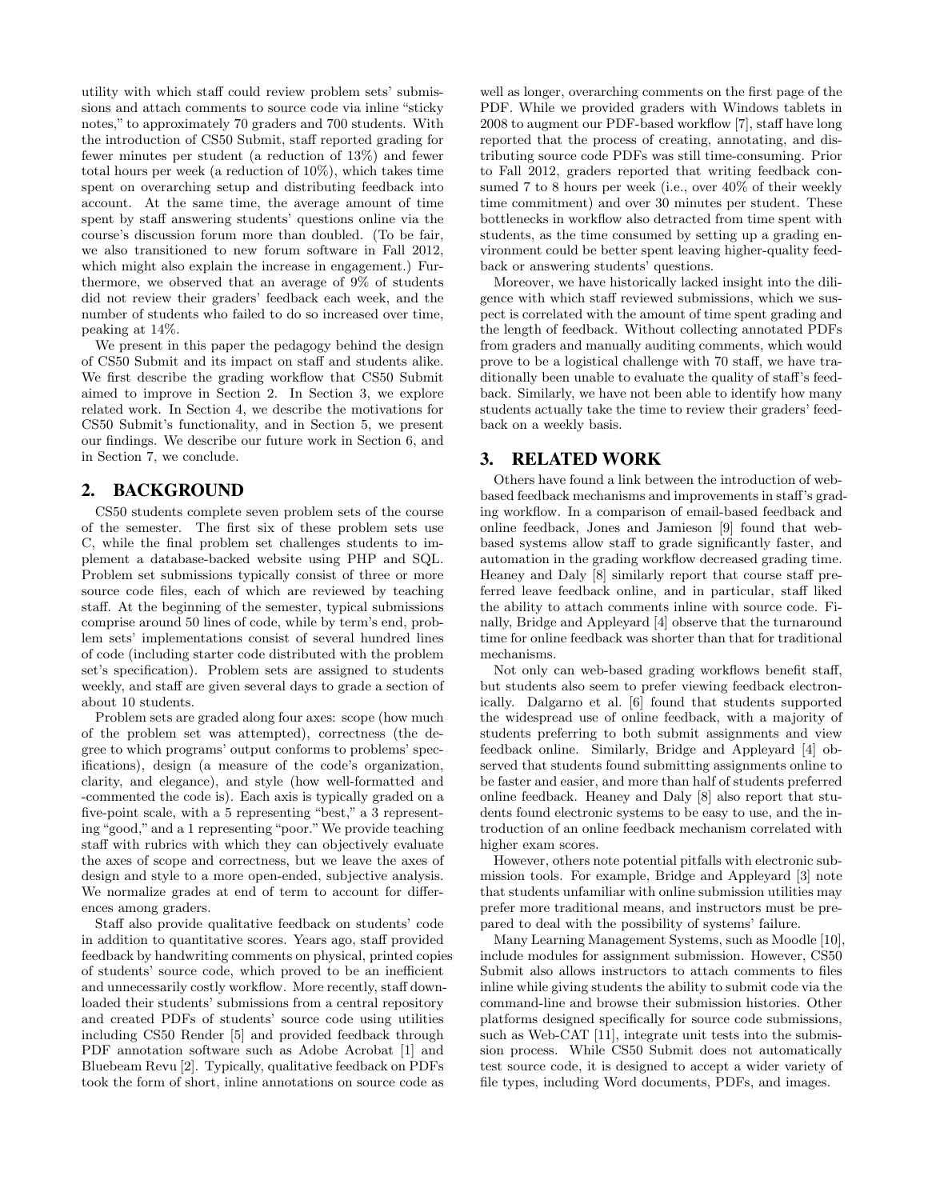utility with which staff could review problem sets' submissions and attach comments to source code via inline "sticky notes," to approximately 70 graders and 700 students. With the introduction of CS50 Submit, staff reported grading for fewer minutes per student (a reduction of 13%) and fewer total hours per week (a reduction of 10%), which takes time spent on overarching setup and distributing feedback into account. At the same time, the average amount of time spent by staff answering students' questions online via the course's discussion forum more than doubled. (To be fair, we also transitioned to new forum software in Fall 2012, which might also explain the increase in engagement.) Furthermore, we observed that an average of 9% of students did not review their graders' feedback each week, and the number of students who failed to do so increased over time, peaking at 14%.

We present in this paper the pedagogy behind the design of CS50 Submit and its impact on staff and students alike. We first describe the grading workflow that CS50 Submit aimed to improve in Section 2. In Section 3, we explore related work. In Section 4, we describe the motivations for CS50 Submit's functionality, and in Section 5, we present our findings. We describe our future work in Section 6, and in Section 7, we conclude.

## 2. BACKGROUND

CS50 students complete seven problem sets of the course of the semester. The first six of these problem sets use C, while the final problem set challenges students to implement a database-backed website using PHP and SQL. Problem set submissions typically consist of three or more source code files, each of which are reviewed by teaching staff. At the beginning of the semester, typical submissions comprise around 50 lines of code, while by term's end, problem sets' implementations consist of several hundred lines of code (including starter code distributed with the problem set's specification). Problem sets are assigned to students weekly, and staff are given several days to grade a section of about 10 students.

Problem sets are graded along four axes: scope (how much of the problem set was attempted), correctness (the degree to which programs' output conforms to problems' specifications), design (a measure of the code's organization, clarity, and elegance), and style (how well-formatted and -commented the code is). Each axis is typically graded on a five-point scale, with a 5 representing "best," a 3 representing "good," and a 1 representing "poor." We provide teaching staff with rubrics with which they can objectively evaluate the axes of scope and correctness, but we leave the axes of design and style to a more open-ended, subjective analysis. We normalize grades at end of term to account for differences among graders.

Staff also provide qualitative feedback on students' code in addition to quantitative scores. Years ago, staff provided feedback by handwriting comments on physical, printed copies of students' source code, which proved to be an inefficient and unnecessarily costly workflow. More recently, staff downloaded their students' submissions from a central repository and created PDFs of students' source code using utilities including CS50 Render [5] and provided feedback through PDF annotation software such as Adobe Acrobat [1] and Bluebeam Revu [2]. Typically, qualitative feedback on PDFs took the form of short, inline annotations on source code as well as longer, overarching comments on the first page of the PDF. While we provided graders with Windows tablets in 2008 to augment our PDF-based workflow [7], staff have long reported that the process of creating, annotating, and distributing source code PDFs was still time-consuming. Prior to Fall 2012, graders reported that writing feedback consumed 7 to 8 hours per week (i.e., over 40% of their weekly time commitment) and over 30 minutes per student. These bottlenecks in workflow also detracted from time spent with students, as the time consumed by setting up a grading environment could be better spent leaving higher-quality feedback or answering students' questions.

Moreover, we have historically lacked insight into the diligence with which staff reviewed submissions, which we suspect is correlated with the amount of time spent grading and the length of feedback. Without collecting annotated PDFs from graders and manually auditing comments, which would prove to be a logistical challenge with 70 staff, we have traditionally been unable to evaluate the quality of staff's feedback. Similarly, we have not been able to identify how many students actually take the time to review their graders' feedback on a weekly basis.

## 3. RELATED WORK

Others have found a link between the introduction of web-based feedback mechanisms and improvements in staff's grading workflow. In a comparison of email-based feedback and online feedback, Jones and Jamieson [9] found that web-based systems allow staff to grade significantly faster, and automation in the grading workflow decreased grading time. Heaney and Daly [8] similarly report that course staff preferred leave feedback online, and in particular, staff liked the ability to attach comments inline with source code. Finally, Bridge and Appleyard [4] observe that the turnaround time for online feedback was shorter than that for traditional mechanisms.

Not only can web-based grading workflows benefit staff, but students also seem to prefer viewing feedback electronically. Dalgarno et al. [6] found that students supported the widespread use of online feedback, with a majority of students preferring to both submit assignments and view feedback online. Similarly, Bridge and Appleyard [4] observed that students found submitting assignments online to be faster and easier, and more than half of students preferred online feedback. Heaney and Daly [8] also report that students found electronic systems to be easy to use, and the introduction of an online feedback mechanism correlated with higher exam scores.

However, others note potential pitfalls with electronic submission tools. For example, Bridge and Appleyard [3] note that students unfamiliar with online submission utilities may prefer more traditional means, and instructors must be prepared to deal with the possibility of systems' failure.

Many Learning Management Systems, such as Moodle [10], include modules for assignment submission. However, CS50 Submit also allows instructors to attach comments to files inline while giving students the ability to submit code via the command-line and browse their submission histories. Other platforms designed specifically for source code submissions, such as Web-CAT [11], integrate unit tests into the submission process. While CS50 Submit does not automatically test source code, it is designed to accept a wider variety of file types, including Word documents, PDFs, and images.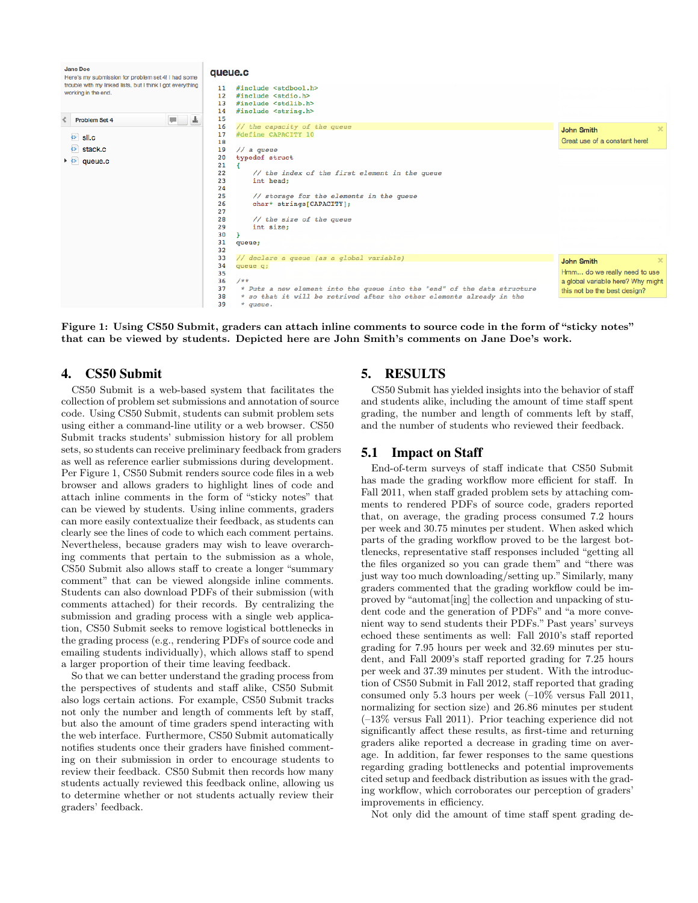**Figure 1: Using CS50 Submit, graders can attach inline comments to source code in the form of "sticky notes" that can be viewed by students. Depicted here are John Smith's comments on Jane Doe's work.**

## 4. CS50 Submit

CS50 Submit is a web-based system that facilitates the collection of problem set submissions and annotation of source code. Using CS50 Submit, students can submit problem sets using either a command-line utility or a web browser. CS50 Submit tracks students' submission history for all problem sets, so students can receive preliminary feedback from graders as well as reference earlier submissions during development. Per Figure 1, CS50 Submit renders source code files in a web browser and allows graders to highlight lines of code and attach inline comments in the form of "sticky notes" that can be viewed by students. Using inline comments, graders can more easily contextualize their feedback, as students can clearly see the lines of code to which each comment pertains. Nevertheless, because graders may wish to leave overarching comments that pertain to the submission as a whole, CS50 Submit also allows staff to create a longer "summary comment" that can be viewed alongside inline comments. Students can also download PDFs of their submission (with comments attached) for their records. By centralizing the submission and grading process with a single web application, CS50 Submit seeks to remove logistical bottlenecks in the grading process (e.g., rendering PDFs of source code and emailing students individually), which allows staff to spend a larger proportion of their time leaving feedback.

So that we can better understand the grading process from the perspectives of students and staff alike, CS50 Submit also logs certain actions. For example, CS50 Submit tracks not only the number and length of comments left by staff, but also the amount of time graders spend interacting with the web interface. Furthermore, CS50 Submit automatically notifies students once their graders have finished commenting on their submission in order to encourage students to review their feedback. CS50 Submit then records how many students actually reviewed this feedback online, allowing us to determine whether or not students actually review their graders' feedback.

## 5. RESULTS

CS50 Submit has yielded insights into the behavior of staff and students alike, including the amount of time staff spent grading, the number and length of comments left by staff, and the number of students who reviewed their feedback.

### 5.1 Impact on Staff

End-of-term surveys of staff indicate that CS50 Submit has made the grading workflow more efficient for staff. In Fall 2011, when staff graded problem sets by attaching comments to rendered PDFs of source code, graders reported that, on average, the grading process consumed 7.2 hours per week and 30.75 minutes per student. When asked which parts of the grading workflow proved to be the largest bottlenecks, representative staff responses included "getting all the files organized so you can grade them" and "there was just way too much downloading/setting up." Similarly, many graders commented that the grading workflow could be improved by "automat[ing] the collection and unpacking of student code and the generation of PDFs" and "a more convenient way to send students their PDFs." Past years' surveys echoed these sentiments as well: Fall 2010's staff reported grading for 7.95 hours per week and 32.69 minutes per student, and Fall 2009's staff reported grading for 7.25 hours per week and 37.39 minutes per student. With the introduction of CS50 Submit in Fall 2012, staff reported that grading consumed only 5.3 hours per week (−10% versus Fall 2011, normalizing for section size) and 26.86 minutes per student (−13% versus Fall 2011). Prior teaching experience did not significantly affect these results, as first-time and returning graders alike reported a decrease in grading time on average. In addition, far fewer responses to the same questions regarding grading bottlenecks and potential improvements cited setup and feedback distribution as issues with the grading workflow, which corroborates our perception of graders' improvements in efficiency.

Not only did the amount of time staff spent grading de-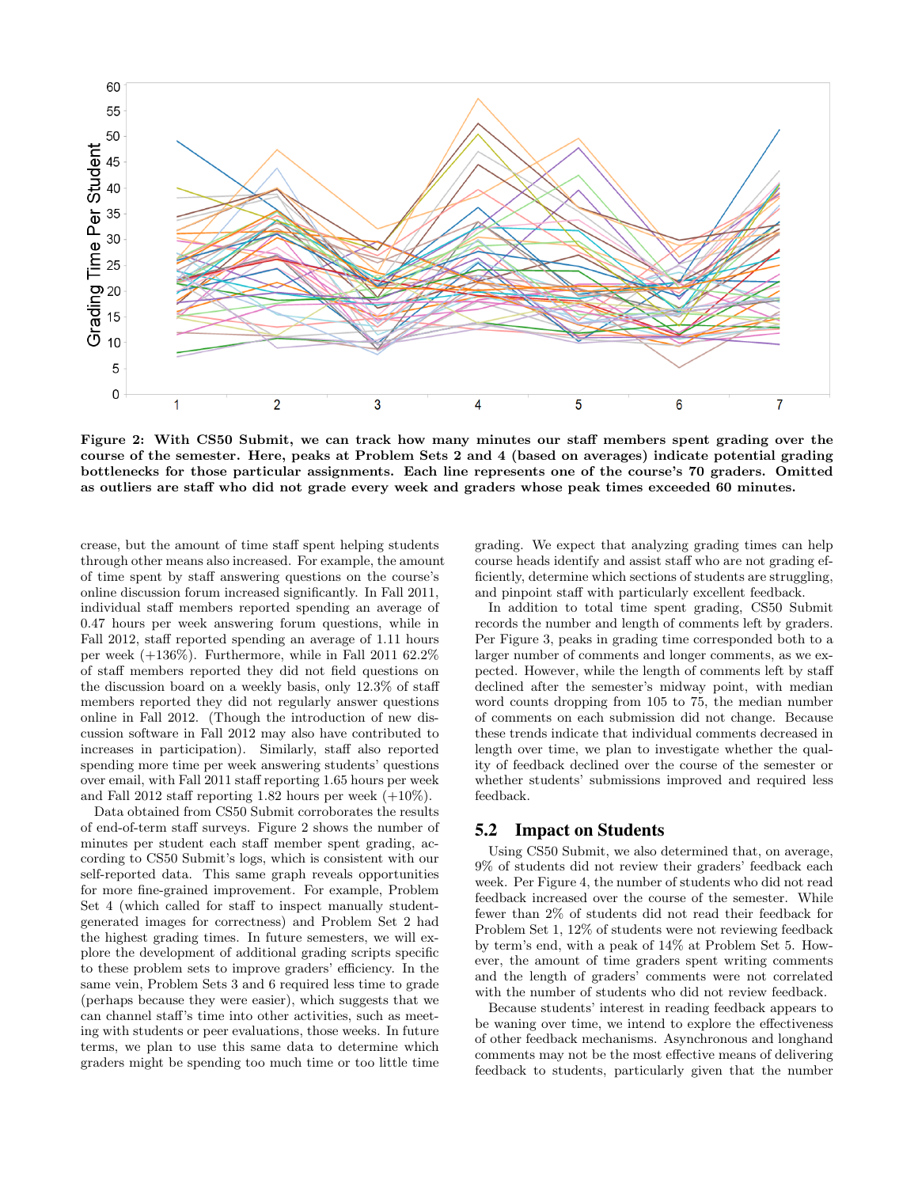**Figure 2: With CS50 Submit, we can track how many minutes our staff members spent grading over the course of the semester. Here, peaks at Problem Sets 2 and 4 (based on averages) indicate potential grading bottlenecks for those particular assignments. Each line represents one of the course's 70 graders. Omitted as outliers are staff who did not grade every week and graders whose peak times exceeded 60 minutes.**

crease, but the amount of time staff spent helping students through other means also increased. For example, the amount of time spent by staff answering questions on the course's online discussion forum increased significantly. In Fall 2011, individual staff members reported spending an average of 0.47 hours per week answering forum questions, while in Fall 2012, staff reported spending an average of 1.11 hours per week (+136%). Furthermore, while in Fall 2011 62.2% of staff members reported they did not field questions on the discussion board on a weekly basis, only 12.3% of staff members reported they did not regularly answer questions online in Fall 2012. (Though the introduction of new discussion software in Fall 2012 may also have contributed to increases in participation). Similarly, staff also reported spending more time per week answering students' questions over email, with Fall 2011 staff reporting 1.65 hours per week and Fall 2012 staff reporting 1.82 hours per week (+10%).

Data obtained from CS50 Submit corroborates the results of end-of-term staff surveys. Figure 2 shows the number of minutes per student each staff member spent grading, according to CS50 Submit's logs, which is consistent with our self-reported data. This same graph reveals opportunities for more fine-grained improvement. For example, Problem Set 4 (which called for staff to inspect manually student-generated images for correctness) and Problem Set 2 had the highest grading times. In future semesters, we will explore the development of additional grading scripts specific to these problem sets to improve graders' efficiency. In the same vein, Problem Sets 3 and 6 required less time to grade (perhaps because they were easier), which suggests that we can channel staff's time into other activities, such as meeting with students or peer evaluations, those weeks. In future terms, we plan to use this same data to determine which graders might be spending too much time or too little time grading. We expect that analyzing grading times can help course heads identify and assist staff who are not grading efficiently, determine which sections of students are struggling, and pinpoint staff with particularly excellent feedback.

In addition to total time spent grading, CS50 Submit records the number and length of comments left by graders. Per Figure 3, peaks in grading time corresponded both to a larger number of comments and longer comments, as we expected. However, while the length of comments left by staff declined after the semester's midway point, with median word counts dropping from 105 to 75, the median number of comments on each submission did not change. Because these trends indicate that individual comments decreased in length over time, we plan to investigate whether the quality of feedback declined over the course of the semester or whether students' submissions improved and required less feedback.

## 5.2 Impact on Students

Using CS50 Submit, we also determined that, on average, 9% of students did not review their graders' feedback each week. Per Figure 4, the number of students who did not read feedback increased over the course of the semester. While fewer than 2% of students did not read their feedback for Problem Set 1, 12% of students were not reviewing feedback by term's end, with a peak of 14% at Problem Set 5. However, the amount of time graders spent writing comments and the length of graders' comments were not correlated with the number of students who did not review feedback.

Because students' interest in reading feedback appears to be waning over time, we intend to explore the effectiveness of other feedback mechanisms. Asynchronous and longhand comments may not be the most effective means of delivering feedback to students, particularly given that the number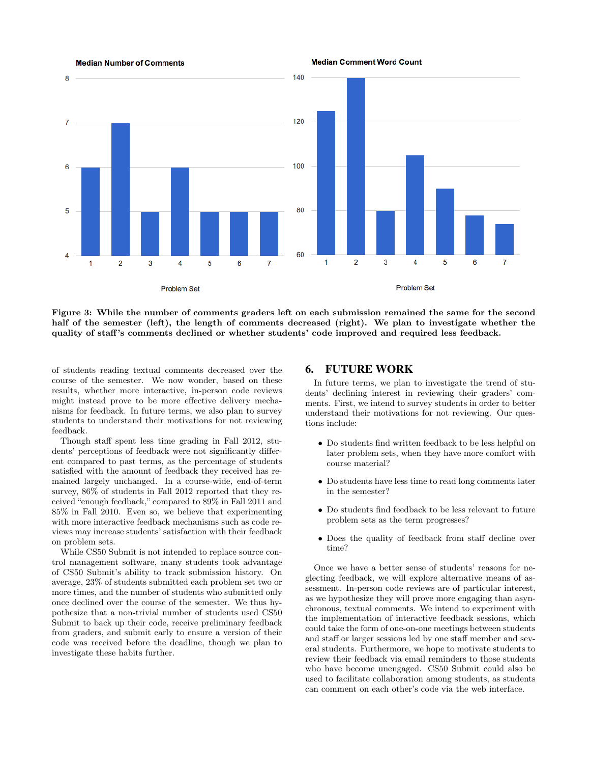**Figure 3: While the number of comments graders left on each submission remained the same for the second half of the semester (left), the length of comments decreased (right). We plan to investigate whether the quality of staff's comments declined or whether students' code improved and required less feedback.**

of students reading textual comments decreased over the course of the semester. We now wonder, based on these results, whether more interactive, in-person code reviews might instead prove to be more effective delivery mechanisms for feedback. In future terms, we also plan to survey students to understand their motivations for not reviewing feedback.

Though staff spent less time grading in Fall 2012, students' perceptions of feedback were not significantly different compared to past terms, as the percentage of students satisfied with the amount of feedback they received has remained largely unchanged. In a course-wide, end-of-term survey, 86% of students in Fall 2012 reported that they received "enough feedback," compared to 89% in Fall 2011 and 85% in Fall 2010. Even so, we believe that experimenting with more interactive feedback mechanisms such as code reviews may increase students' satisfaction with their feedback on problem sets.

While CS50 Submit is not intended to replace source control management software, many students took advantage of CS50 Submit's ability to track submission history. On average, 23% of students submitted each problem set two or more times, and the number of students who submitted only once declined over the course of the semester. We thus hypothesize that a non-trivial number of students used CS50 Submit to back up their code, receive preliminary feedback from graders, and submit early to ensure a version of their code was received before the deadline, though we plan to investigate these habits further.

## 6. FUTURE WORK

In future terms, we plan to investigate the trend of students' declining interest in reviewing their graders' comments. First, we intend to survey students in order to better understand their motivations for not reviewing. Our questions include:

- Do students find written feedback to be less helpful on later problem sets, when they have more comfort with course material?
- Do students have less time to read long comments later in the semester?
- Do students find feedback to be less relevant to future problem sets as the term progresses?
- Does the quality of feedback from staff decline over time?

Once we have a better sense of students' reasons for neglecting feedback, we will explore alternative means of assessment. In-person code reviews are of particular interest, as we hypothesize they will prove more engaging than asynchronous, textual comments. We intend to experiment with the implementation of interactive feedback sessions, which could take the form of one-on-one meetings between students and staff or larger sessions led by one staff member and several students. Furthermore, we hope to motivate students to review their feedback via email reminders to those students who have become unengaged. CS50 Submit could also be used to facilitate collaboration among students, as students can comment on each other's code via the web interface.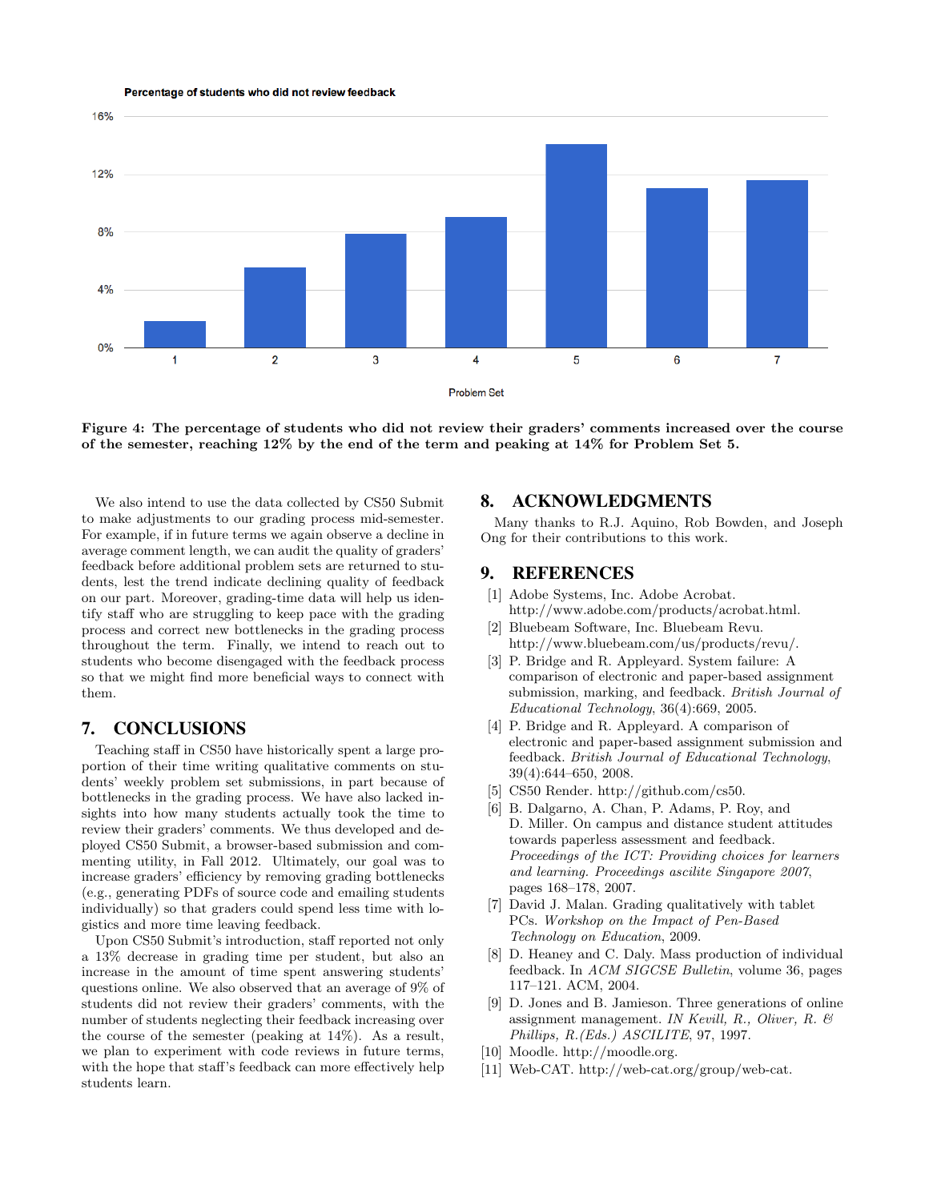Percentage of students who did not review feedback

16%
12%
8%
4%
0%

1
2
3
4
5
6
7

Problem Set

**Figure 4: The percentage of students who did not review their graders' comments increased over the course of the semester, reaching 12% by the end of the term and peaking at 14% for Problem Set 5.**

We also intend to use the data collected by CS50 Submit to make adjustments to our grading process mid-semester. For example, if in future terms we again observe a decline in average comment length, we can audit the quality of graders' feedback before additional problem sets are returned to students, lest the trend indicate declining quality of feedback on our part. Moreover, grading-time data will help us identify staff who are struggling to keep pace with the grading process and correct new bottlenecks in the grading process throughout the term. Finally, we intend to reach out to students who become disengaged with the feedback process so that we might find more beneficial ways to connect with them.

## 7. CONCLUSIONS

Teaching staff in CS50 have historically spent a large proportion of their time writing qualitative comments on students' weekly problem set submissions, in part because of bottlenecks in the grading process. We have also lacked insights into how many students actually took the time to review their graders' comments. We thus developed and deployed CS50 Submit, a browser-based submission and commenting utility, in Fall 2012. Ultimately, our goal was to increase graders' efficiency by removing grading bottlenecks (e.g., generating PDFs of source code and emailing students individually) so that graders could spend less time with logistics and more time leaving feedback.

Upon CS50 Submit's introduction, staff reported not only a 13% decrease in grading time per student, but also an increase in the amount of time spent answering students' questions online. We also observed that an average of 9% of students did not review their graders' comments, with the number of students neglecting their feedback increasing over the course of the semester (peaking at 14%). As a result, we plan to experiment with code reviews in future terms, with the hope that staff's feedback can more effectively help students learn.

## 8. ACKNOWLEDGMENTS

Many thanks to R.J. Aquino, Rob Bowden, and Joseph Ong for their contributions to this work.

## 9. REFERENCES

[1] Adobe Systems, Inc. Adobe Acrobat. http://www.adobe.com/products/acrobat.html.

[2] Bluebeam Software, Inc. Bluebeam Revu. http://www.bluebeam.com/us/products/revu/.

[3] P. Bridge and R. Appleyard. System failure: A comparison of electronic and paper-based assignment submission, marking, and feedback. *British Journal of Educational Technology*, 36(4):669, 2005.

[4] P. Bridge and R. Appleyard. A comparison of electronic and paper-based assignment submission and feedback. *British Journal of Educational Technology*, 39(4):644–650, 2008.

[5] CS50 Render. http://github.com/cs50.

[6] B. Dalgarno, A. Chan, P. Adams, P. Roy, and D. Miller. On campus and distance student attitudes towards paperless assessment and feedback. *Proceedings of the ICT: Providing choices for learners and learning. Proceedings ascilite Singapore 2007*, pages 168–178, 2007.

[7] David J. Malan. Grading qualitatively with tablet PCs. *Workshop on the Impact of Pen-Based Technology on Education*, 2009.

[8] D. Heaney and C. Daly. Mass production of individual feedback. In *ACM SIGCSE Bulletin*, volume 36, pages 117–121. ACM, 2004.

[9] D. Jones and B. Jamieson. Three generations of online assignment management. *IN Kevill, R., Oliver, R. & Phillips, R.(Eds.) ASCILITE*, 97, 1997.

[10] Moodle. http://moodle.org.

[11] Web-CAT. http://web-cat.org/group/web-cat.